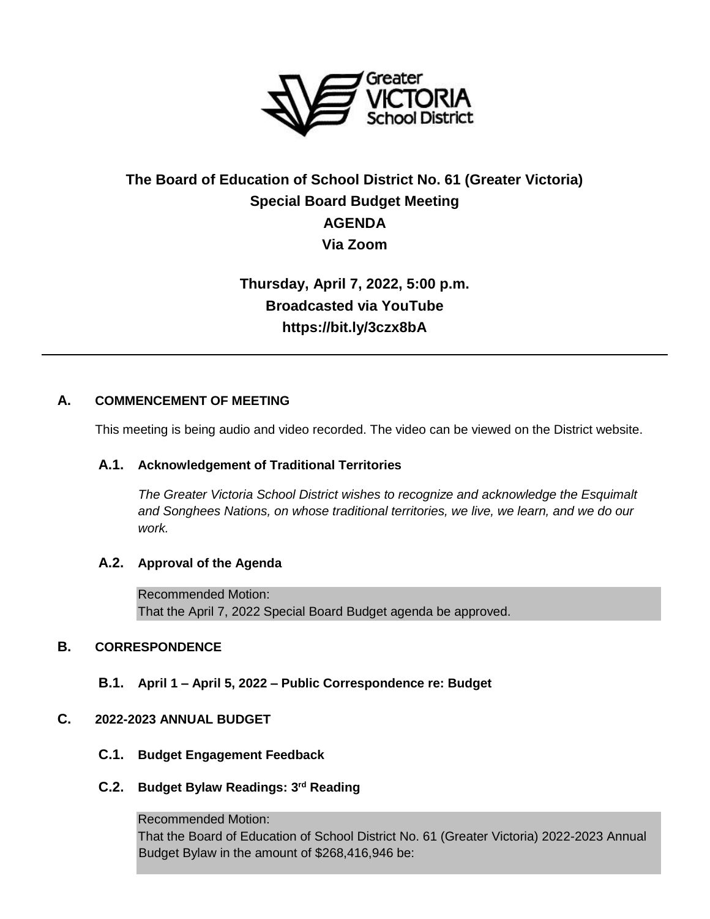**The Board of Education of School District No. 61 (Greater Victoria)**
**Special Board Budget Meeting**
**AGENDA**
**Via Zoom**

**Thursday, April 7, 2022, 5:00 p.m.**
**Broadcasted via YouTube**
**https://bit.ly/3czx8bA**

---

## A. COMMENCEMENT OF MEETING

This meeting is being audio and video recorded. The video can be viewed on the District website.

### A.1. Acknowledgement of Traditional Territories

*The Greater Victoria School District wishes to recognize and acknowledge the Esquimalt and Songhees Nations, on whose traditional territories, we live, we learn, and we do our work.*

### A.2. Approval of the Agenda

Recommended Motion:
That the April 7, 2022 Special Board Budget agenda be approved.

## B. CORRESPONDENCE

### B.1. April 1 – April 5, 2022 – Public Correspondence re: Budget

## C. 2022-2023 ANNUAL BUDGET

### C.1. Budget Engagement Feedback

### C.2. Budget Bylaw Readings: 3rd Reading

Recommended Motion:
That the Board of Education of School District No. 61 (Greater Victoria) 2022-2023 Annual Budget Bylaw in the amount of $268,416,946 be: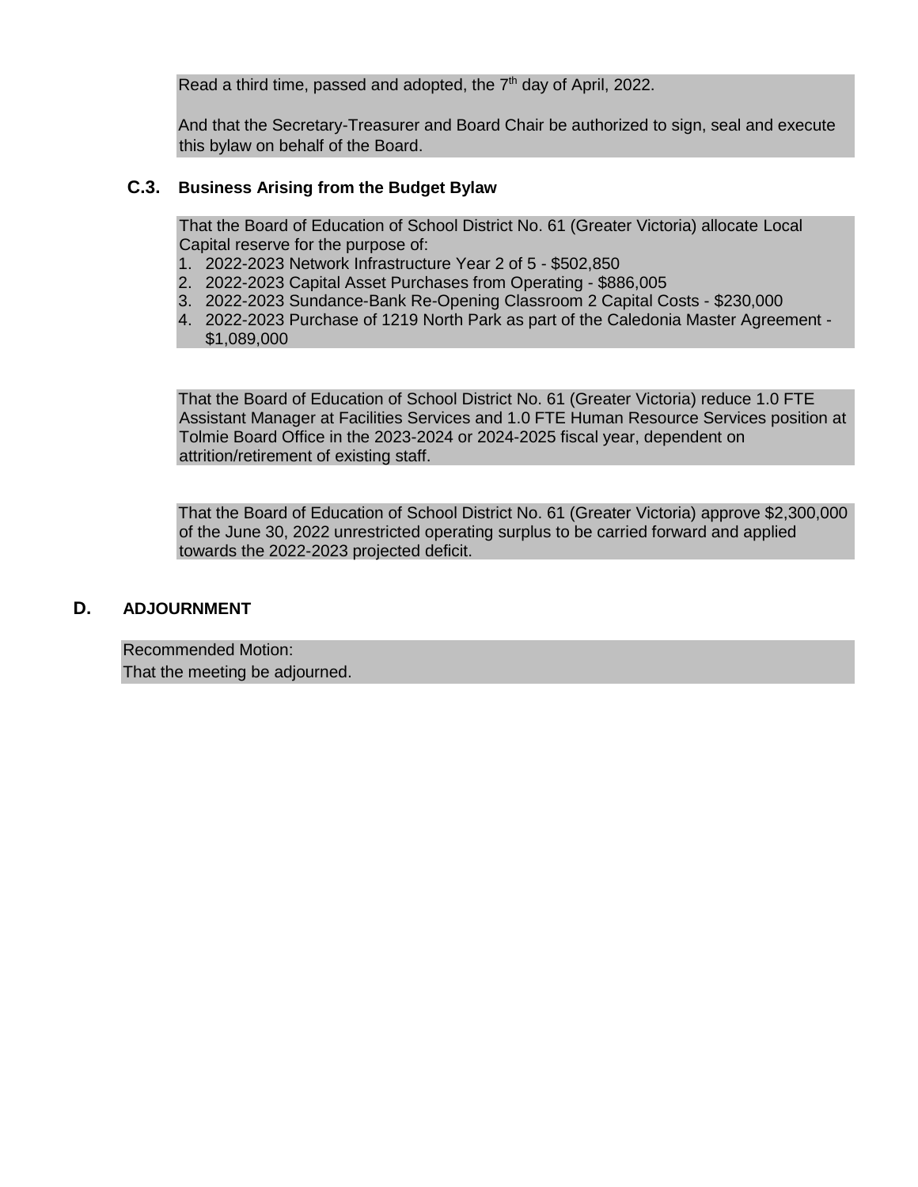Read a third time, passed and adopted, the 7th day of April, 2022.

And that the Secretary-Treasurer and Board Chair be authorized to sign, seal and execute this bylaw on behalf of the Board.

### C.3. Business Arising from the Budget Bylaw

That the Board of Education of School District No. 61 (Greater Victoria) allocate Local Capital reserve for the purpose of:

1. 2022-2023 Network Infrastructure Year 2 of 5 - $502,850
2. 2022-2023 Capital Asset Purchases from Operating - $886,005
3. 2022-2023 Sundance-Bank Re-Opening Classroom 2 Capital Costs - $230,000
4. 2022-2023 Purchase of 1219 North Park as part of the Caledonia Master Agreement - $1,089,000

That the Board of Education of School District No. 61 (Greater Victoria) reduce 1.0 FTE Assistant Manager at Facilities Services and 1.0 FTE Human Resource Services position at Tolmie Board Office in the 2023-2024 or 2024-2025 fiscal year, dependent on attrition/retirement of existing staff.

That the Board of Education of School District No. 61 (Greater Victoria) approve $2,300,000 of the June 30, 2022 unrestricted operating surplus to be carried forward and applied towards the 2022-2023 projected deficit.

## D. ADJOURNMENT

Recommended Motion:
That the meeting be adjourned.